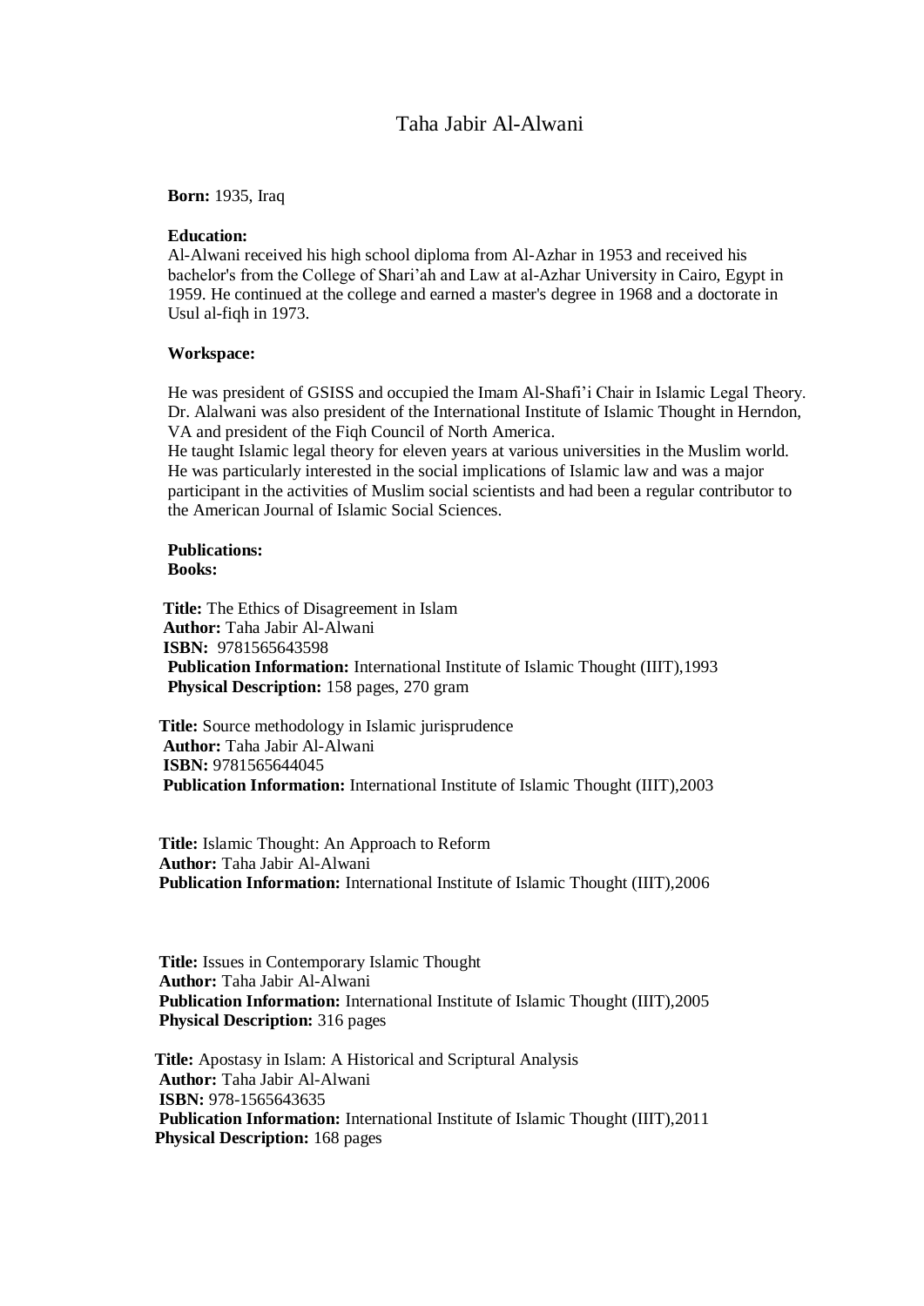# Taha Jabir Al-Alwani

**Born:** 1935, Iraq

**Education:**
Al-Alwani received his high school diploma from Al-Azhar in 1953 and received his bachelor's from the College of Shari'ah and Law at al-Azhar University in Cairo, Egypt in 1959. He continued at the college and earned a master's degree in 1968 and a doctorate in Usul al-fiqh in 1973.

**Workspace:**

He was president of GSISS and occupied the Imam Al-Shafi'i Chair in Islamic Legal Theory. Dr. Alalwani was also president of the International Institute of Islamic Thought in Herndon, VA and president of the Fiqh Council of North America.
He taught Islamic legal theory for eleven years at various universities in the Muslim world. He was particularly interested in the social implications of Islamic law and was a major participant in the activities of Muslim social scientists and had been a regular contributor to the American Journal of Islamic Social Sciences.

**Publications:**
**Books:**

**Title:** The Ethics of Disagreement in Islam
**Author:** Taha Jabir Al-Alwani
**ISBN:** 9781565643598
**Publication Information:** International Institute of Islamic Thought (IIIT),1993
**Physical Description:** 158 pages, 270 gram

**Title:** Source methodology in Islamic jurisprudence
**Author:** Taha Jabir Al-Alwani
**ISBN:** 9781565644045
**Publication Information:** International Institute of Islamic Thought (IIIT),2003

**Title:** Islamic Thought: An Approach to Reform
**Author:** Taha Jabir Al-Alwani
**Publication Information:** International Institute of Islamic Thought (IIIT),2006

**Title:** Issues in Contemporary Islamic Thought
**Author:** Taha Jabir Al-Alwani
**Publication Information:** International Institute of Islamic Thought (IIIT),2005
**Physical Description:** 316 pages

**Title:** Apostasy in Islam: A Historical and Scriptural Analysis
**Author:** Taha Jabir Al-Alwani
**ISBN:** 978-1565643635
**Publication Information:** International Institute of Islamic Thought (IIIT),2011
**Physical Description:** 168 pages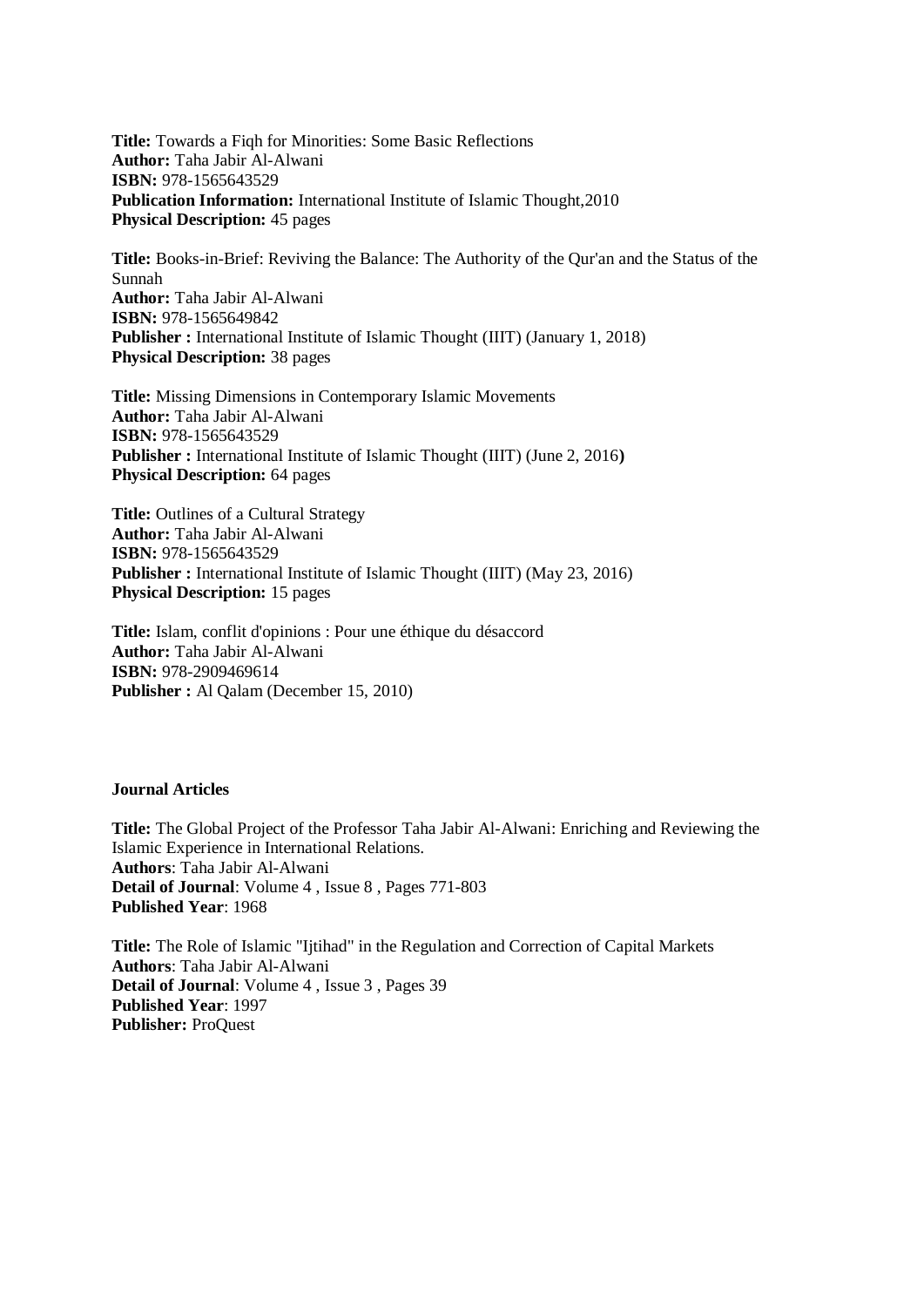**Title:** Towards a Fiqh for Minorities: Some Basic Reflections
**Author:** Taha Jabir Al-Alwani
**ISBN:** 978-1565643529
**Publication Information:** International Institute of Islamic Thought,2010
**Physical Description:** 45 pages

**Title:** Books-in-Brief: Reviving the Balance: The Authority of the Qur'an and the Status of the Sunnah
**Author:** Taha Jabir Al-Alwani
**ISBN:** 978-1565649842
**Publisher :** International Institute of Islamic Thought (IIIT) (January 1, 2018)
**Physical Description:** 38 pages

**Title:** Missing Dimensions in Contemporary Islamic Movements
**Author:** Taha Jabir Al-Alwani
**ISBN:** 978-1565643529
**Publisher :** International Institute of Islamic Thought (IIIT) (June 2, 2016**)**
**Physical Description:** 64 pages

**Title:** Outlines of a Cultural Strategy
**Author:** Taha Jabir Al-Alwani
**ISBN:** 978-1565643529
**Publisher :** International Institute of Islamic Thought (IIIT) (May 23, 2016)
**Physical Description:** 15 pages

**Title:** Islam, conflit d'opinions : Pour une éthique du désaccord
**Author:** Taha Jabir Al-Alwani
**ISBN:** 978-2909469614
**Publisher :** Al Qalam (December 15, 2010)

**Journal Articles**

**Title:** The Global Project of the Professor Taha Jabir Al-Alwani: Enriching and Reviewing the Islamic Experience in International Relations.
**Authors**: Taha Jabir Al-Alwani
**Detail of Journal**: Volume 4 , Issue 8 , Pages 771-803
**Published Year**: 1968

**Title:** The Role of Islamic "Ijtihad" in the Regulation and Correction of Capital Markets
**Authors**: Taha Jabir Al-Alwani
**Detail of Journal**: Volume 4 , Issue 3 , Pages 39
**Published Year**: 1997
**Publisher:** ProQuest